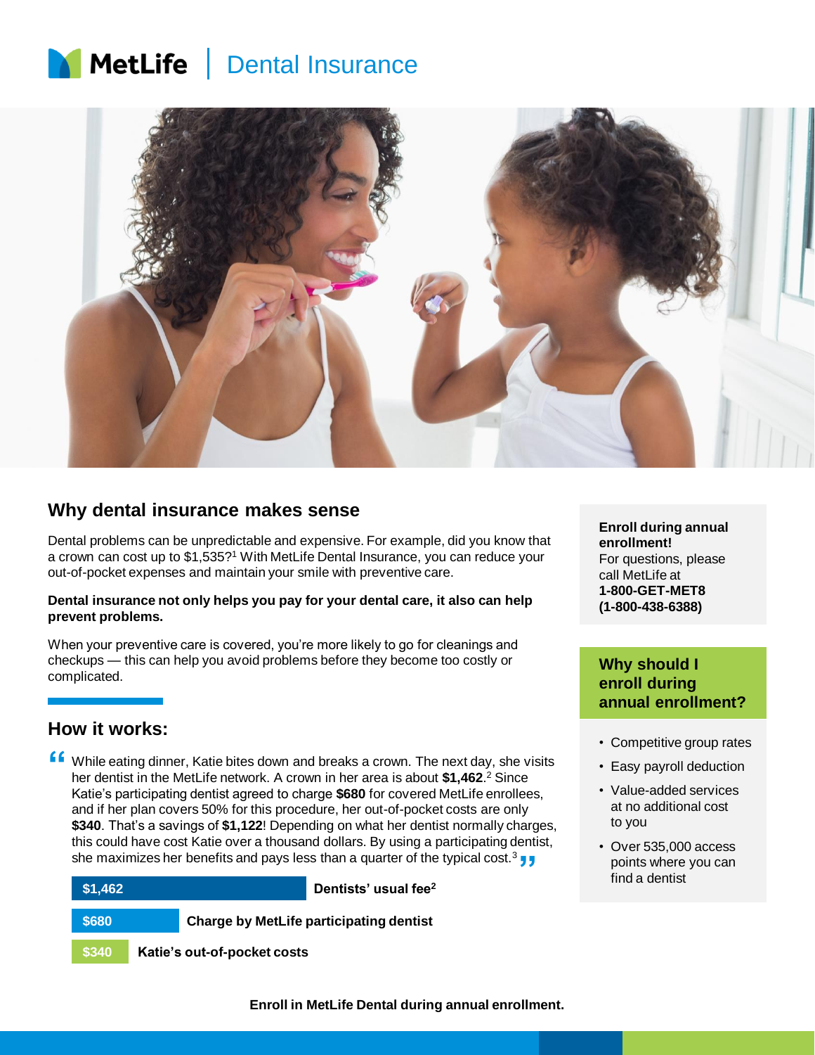# MetLife | Dental Insurance

## Why dental insurance makes sense

Dental problems can be unpredictable and expensive. For example, did you know that a crown can cost up to $1,535?[1] With MetLife Dental Insurance, you can reduce your out-of-pocket expenses and maintain your smile with preventive care.

**Dental insurance not only helps you pay for your dental care, it also can help prevent problems.**

When your preventive care is covered, you're more likely to go for cleanings and checkups — this can help you avoid problems before they become too costly or complicated.

## How it works:

"While eating dinner, Katie bites down and breaks a crown. The next day, she visits her dentist in the MetLife network. A crown in her area is about **$1,462**.[2] Since Katie's participating dentist agreed to charge **$680** for covered MetLife enrollees, and if her plan covers 50% for this procedure, her out-of-pocket costs are only **$340**. That's a savings of **$1,122**! Depending on what her dentist normally charges, this could have cost Katie over a thousand dollars. By using a participating dentist, she maximizes her benefits and pays less than a quarter of the typical cost.[3]"

| Amount | Description |
|---|---|
| $1,462 | **Dentists' usual fee[2]** |
| $680 | **Charge by MetLife participating dentist** |
| $340 | **Katie's out-of-pocket costs** |

**Enroll during annual enrollment!**
For questions, please call MetLife at
**1-800-GET-MET8 (1-800-438-6388)**

### Why should I enroll during annual enrollment?

- Competitive group rates
- Easy payroll deduction
- Value-added services at no additional cost to you
- Over 535,000 access points where you can find a dentist

**Enroll in MetLife Dental during annual enrollment.**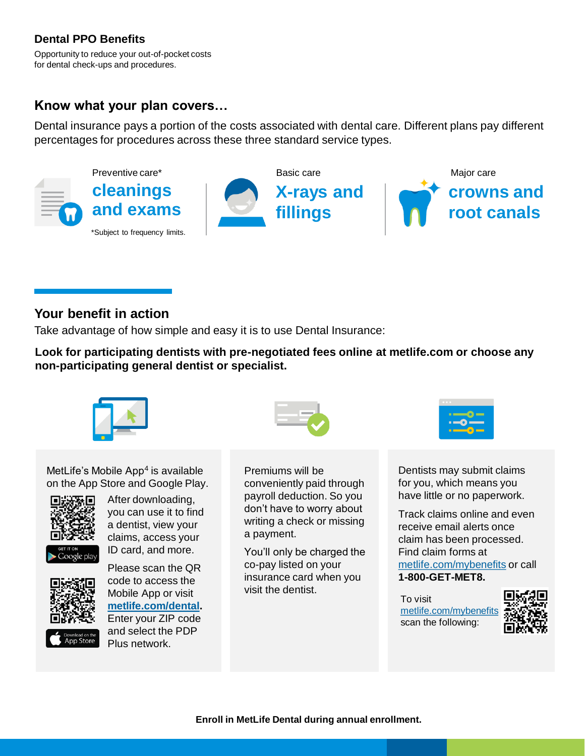## Dental PPO Benefits

Opportunity to reduce your out-of-pocket costs for dental check-ups and procedures.

### Know what your plan covers…

Dental insurance pays a portion of the costs associated with dental care. Different plans pay different percentages for procedures across these three standard service types.

Preventive care*

**cleanings and exams**

*Subject to frequency limits.

Basic care

**X-rays and fillings**

Major care

**crowns and root canals**

### Your benefit in action

Take advantage of how simple and easy it is to use Dental Insurance:

**Look for participating dentists with pre-negotiated fees online at metlife.com or choose any non-participating general dentist or specialist.**

MetLife's Mobile App[4] is available on the App Store and Google Play.

After downloading, you can use it to find a dentist, view your claims, access your ID card, and more.

Please scan the QR code to access the Mobile App or visit **metlife.com/dental**. Enter your ZIP code and select the PDP Plus network.

Premiums will be conveniently paid through payroll deduction. So you don't have to worry about writing a check or missing a payment.

You'll only be charged the co-pay listed on your insurance card when you visit the dentist.

Dentists may submit claims for you, which means you have little or no paperwork.

Track claims online and even receive email alerts once claim has been processed. Find claim forms at metlife.com/mybenefits or call **1-800-GET-MET8.**

To visit metlife.com/mybenefits scan the following:

**Enroll in MetLife Dental during annual enrollment.**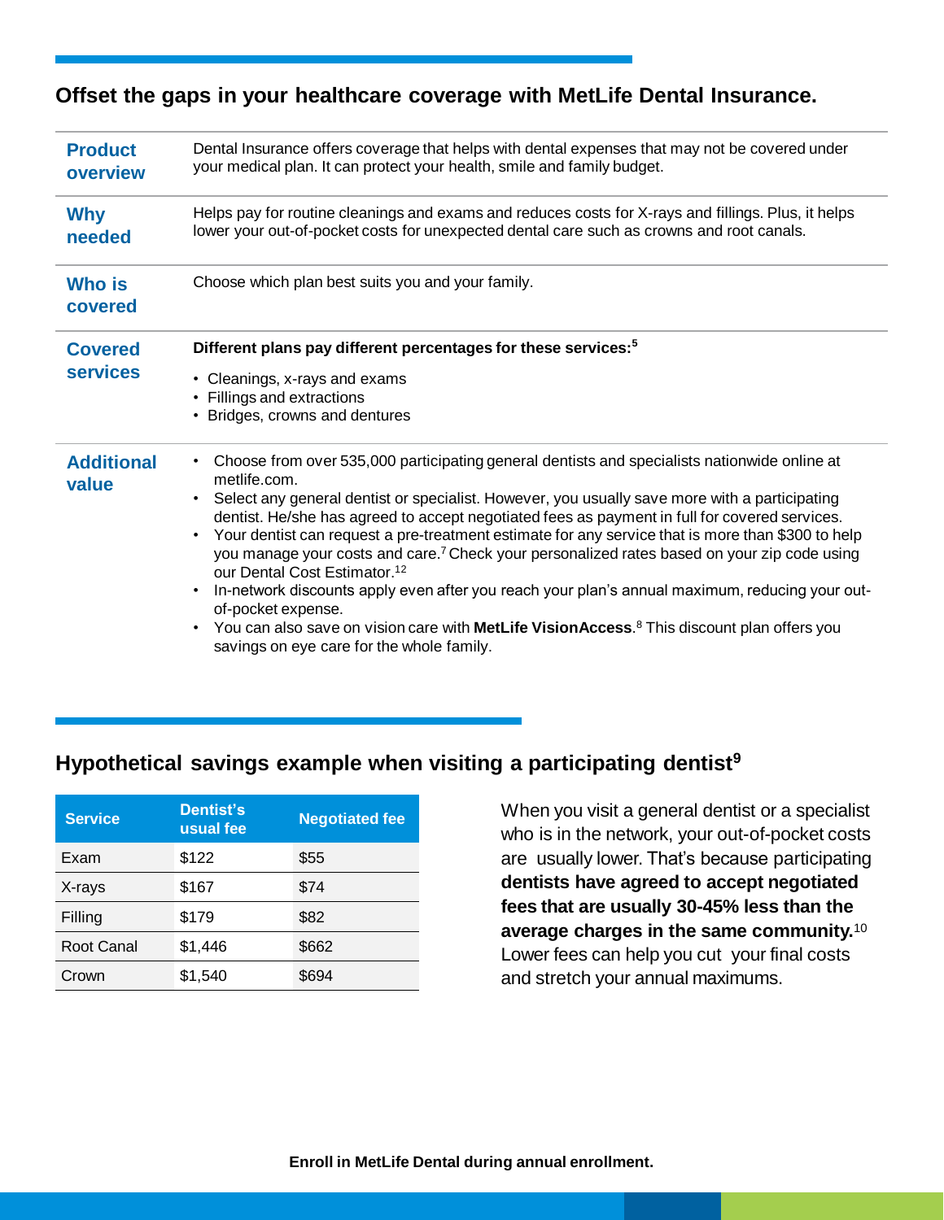## Offset the gaps in your healthcare coverage with MetLife Dental Insurance.

| | |
|---|---|
| **Product overview** | Dental Insurance offers coverage that helps with dental expenses that may not be covered under your medical plan. It can protect your health, smile and family budget. |
| **Why needed** | Helps pay for routine cleanings and exams and reduces costs for X-rays and fillings. Plus, it helps lower your out-of-pocket costs for unexpected dental care such as crowns and root canals. |
| **Who is covered** | Choose which plan best suits you and your family. |
| **Covered services** | **Different plans pay different percentages for these services:**[5]<br>• Cleanings, x-rays and exams<br>• Fillings and extractions<br>• Bridges, crowns and dentures |
| **Additional value** | • Choose from over 535,000 participating general dentists and specialists nationwide online at metlife.com.<br>• Select any general dentist or specialist. However, you usually save more with a participating dentist. He/she has agreed to accept negotiated fees as payment in full for covered services.<br>• Your dentist can request a pre-treatment estimate for any service that is more than $300 to help you manage your costs and care.[7] Check your personalized rates based on your zip code using our Dental Cost Estimator.[12]<br>• In-network discounts apply even after you reach your plan's annual maximum, reducing your out-of-pocket expense.<br>• You can also save on vision care with **MetLife VisionAccess**.[8] This discount plan offers you savings on eye care for the whole family. |

## Hypothetical savings example when visiting a participating dentist[9]

| Service | Dentist's usual fee | Negotiated fee |
|---|---|---|
| Exam | $122 | $55 |
| X-rays | $167 | $74 |
| Filling | $179 | $82 |
| Root Canal | $1,446 | $662 |
| Crown | $1,540 | $694 |

When you visit a general dentist or a specialist who is in the network, your out-of-pocket costs are usually lower. That's because participating **dentists have agreed to accept negotiated fees that are usually 30-45% less than the average charges in the same community.**[10] Lower fees can help you cut your final costs and stretch your annual maximums.

**Enroll in MetLife Dental during annual enrollment.**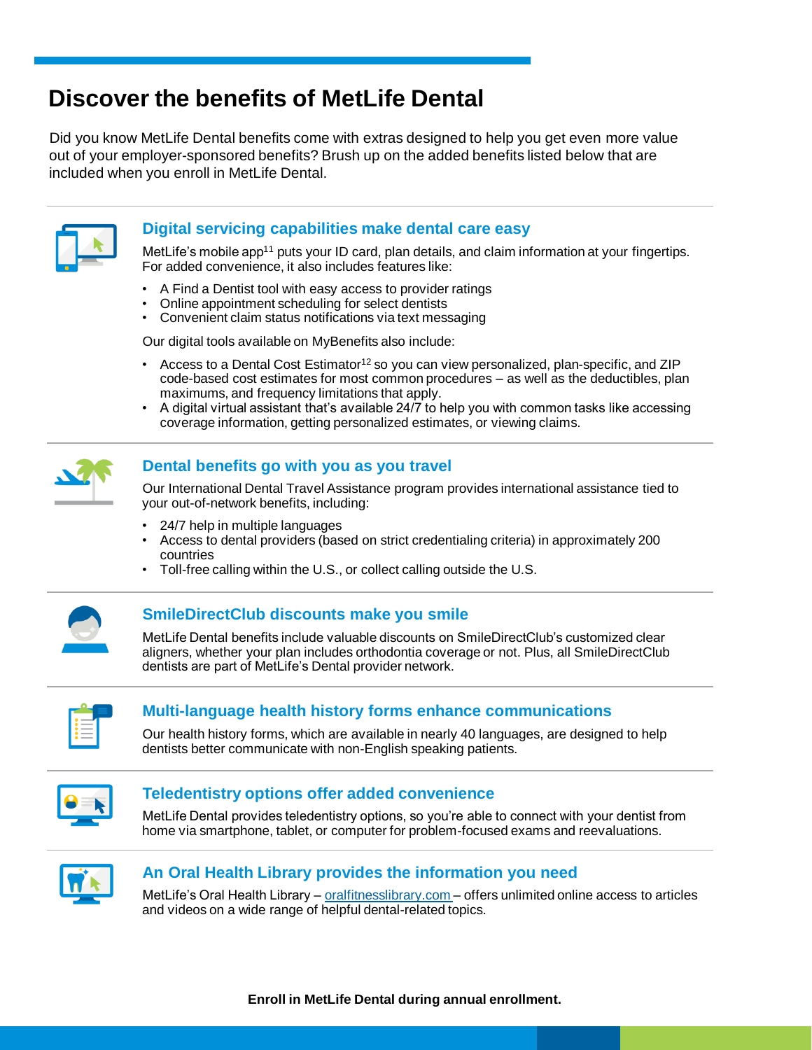# Discover the benefits of MetLife Dental

Did you know MetLife Dental benefits come with extras designed to help you get even more value out of your employer-sponsored benefits? Brush up on the added benefits listed below that are included when you enroll in MetLife Dental.

## Digital servicing capabilities make dental care easy

MetLife's mobile app[11] puts your ID card, plan details, and claim information at your fingertips. For added convenience, it also includes features like:

- A Find a Dentist tool with easy access to provider ratings
- Online appointment scheduling for select dentists
- Convenient claim status notifications via text messaging

Our digital tools available on MyBenefits also include:

- Access to a Dental Cost Estimator[12] so you can view personalized, plan-specific, and ZIP code-based cost estimates for most common procedures – as well as the deductibles, plan maximums, and frequency limitations that apply.
- A digital virtual assistant that's available 24/7 to help you with common tasks like accessing coverage information, getting personalized estimates, or viewing claims.

## Dental benefits go with you as you travel

Our International Dental Travel Assistance program provides international assistance tied to your out-of-network benefits, including:

- 24/7 help in multiple languages
- Access to dental providers (based on strict credentialing criteria) in approximately 200 countries
- Toll-free calling within the U.S., or collect calling outside the U.S.

## SmileDirectClub discounts make you smile

MetLife Dental benefits include valuable discounts on SmileDirectClub's customized clear aligners, whether your plan includes orthodontia coverage or not. Plus, all SmileDirectClub dentists are part of MetLife's Dental provider network.

## Multi-language health history forms enhance communications

Our health history forms, which are available in nearly 40 languages, are designed to help dentists better communicate with non-English speaking patients.

## Teledentistry options offer added convenience

MetLife Dental provides teledentistry options, so you're able to connect with your dentist from home via smartphone, tablet, or computer for problem-focused exams and reevaluations.

## An Oral Health Library provides the information you need

MetLife's Oral Health Library – oralfitnesslibrary.com – offers unlimited online access to articles and videos on a wide range of helpful dental-related topics.

**Enroll in MetLife Dental during annual enrollment.**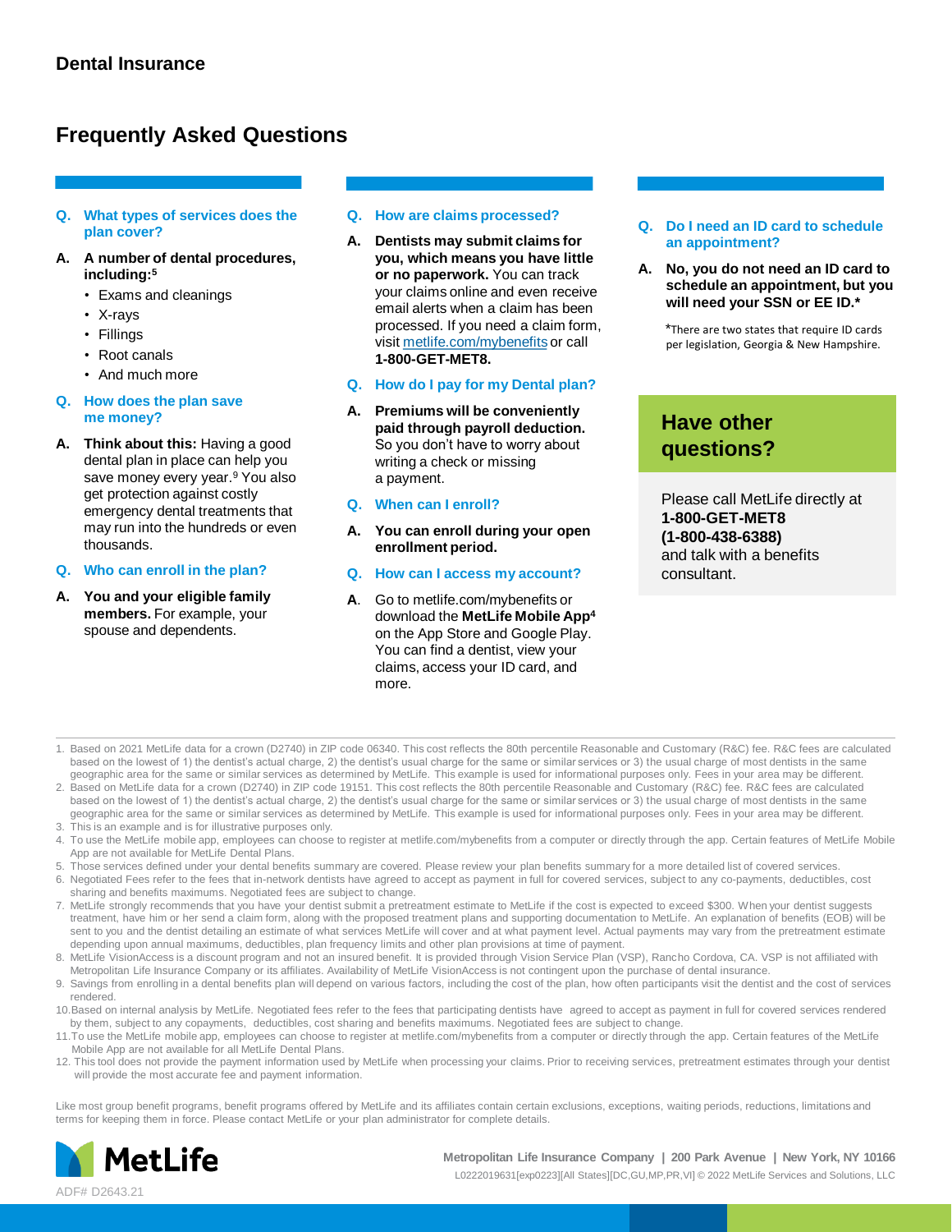# Dental Insurance

## Frequently Asked Questions

**Q. What types of services does the plan cover?**

**A. A number of dental procedures, including:**[5]

- Exams and cleanings
- X-rays
- Fillings
- Root canals
- And much more

**Q. How does the plan save me money?**

**A. Think about this:** Having a good dental plan in place can help you save money every year.[9] You also get protection against costly emergency dental treatments that may run into the hundreds or even thousands.

**Q. Who can enroll in the plan?**

**A. You and your eligible family members.** For example, your spouse and dependents.

**Q. How are claims processed?**

**A. Dentists may submit claims for you, which means you have little or no paperwork.** You can track your claims online and even receive email alerts when a claim has been processed. If you need a claim form, visit metlife.com/mybenefits or call **1-800-GET-MET8.**

**Q. How do I pay for my Dental plan?**

**A. Premiums will be conveniently paid through payroll deduction.** So you don't have to worry about writing a check or missing a payment.

**Q. When can I enroll?**

**A. You can enroll during your open enrollment period.**

**Q. How can I access my account?**

**A.** Go to metlife.com/mybenefits or download the **MetLife Mobile App**[4] on the App Store and Google Play. You can find a dentist, view your claims, access your ID card, and more.

**Q. Do I need an ID card to schedule an appointment?**

**A. No, you do not need an ID card to schedule an appointment, but you will need your SSN or EE ID.***

*There are two states that require ID cards per legislation, Georgia & New Hampshire.

### Have other questions?

Please call MetLife directly at **1-800-GET-MET8 (1-800-438-6388)** and talk with a benefits consultant.

---

1. Based on 2021 MetLife data for a crown (D2740) in ZIP code 06340. This cost reflects the 80th percentile Reasonable and Customary (R&C) fee. R&C fees are calculated based on the lowest of 1) the dentist's actual charge, 2) the dentist's usual charge for the same or similar services or 3) the usual charge of most dentists in the same geographic area for the same or similar services as determined by MetLife. This example is used for informational purposes only. Fees in your area may be different.
2. Based on MetLife data for a crown (D2740) in ZIP code 19151. This cost reflects the 80th percentile Reasonable and Customary (R&C) fee. R&C fees are calculated based on the lowest of 1) the dentist's actual charge, 2) the dentist's usual charge for the same or similar services or 3) the usual charge of most dentists in the same geographic area for the same or similar services as determined by MetLife. This example is used for informational purposes only. Fees in your area may be different.
3. This is an example and is for illustrative purposes only.
4. To use the MetLife mobile app, employees can choose to register at metlife.com/mybenefits from a computer or directly through the app. Certain features of MetLife Mobile App are not available for MetLife Dental Plans.
5. Those services defined under your dental benefits summary are covered. Please review your plan benefits summary for a more detailed list of covered services.
6. Negotiated Fees refer to the fees that in-network dentists have agreed to accept as payment in full for covered services, subject to any co-payments, deductibles, cost sharing and benefits maximums. Negotiated fees are subject to change.
7. MetLife strongly recommends that you have your dentist submit a pretreatment estimate to MetLife if the cost is expected to exceed $300. When your dentist suggests treatment, have him or her send a claim form, along with the proposed treatment plans and supporting documentation to MetLife. An explanation of benefits (EOB) will be sent to you and the dentist detailing an estimate of what services MetLife will cover and at what payment level. Actual payments may vary from the pretreatment estimate depending upon annual maximums, deductibles, plan frequency limits and other plan provisions at time of payment.
8. MetLife VisionAccess is a discount program and not an insured benefit. It is provided through Vision Service Plan (VSP), Rancho Cordova, CA. VSP is not affiliated with Metropolitan Life Insurance Company or its affiliates. Availability of MetLife VisionAccess is not contingent upon the purchase of dental insurance.
9. Savings from enrolling in a dental benefits plan will depend on various factors, including the cost of the plan, how often participants visit the dentist and the cost of services rendered.
10. Based on internal analysis by MetLife. Negotiated fees refer to the fees that participating dentists have agreed to accept as payment in full for covered services rendered by them, subject to any copayments, deductibles, cost sharing and benefits maximums. Negotiated fees are subject to change.
11. To use the MetLife mobile app, employees can choose to register at metlife.com/mybenefits from a computer or directly through the app. Certain features of the MetLife Mobile App are not available for all MetLife Dental Plans.
12. This tool does not provide the payment information used by MetLife when processing your claims. Prior to receiving services, pretreatment estimates through your dentist will provide the most accurate fee and payment information.

Like most group benefit programs, benefit programs offered by MetLife and its affiliates contain certain exclusions, exceptions, waiting periods, reductions, limitations and terms for keeping them in force. Please contact MetLife or your plan administrator for complete details.

MetLife

ADF# D2643.21

Metropolitan Life Insurance Company | 200 Park Avenue | New York, NY 10166

L0222019631[exp0223][All States][DC,GU,MP,PR,VI] © 2022 MetLife Services and Solutions, LLC